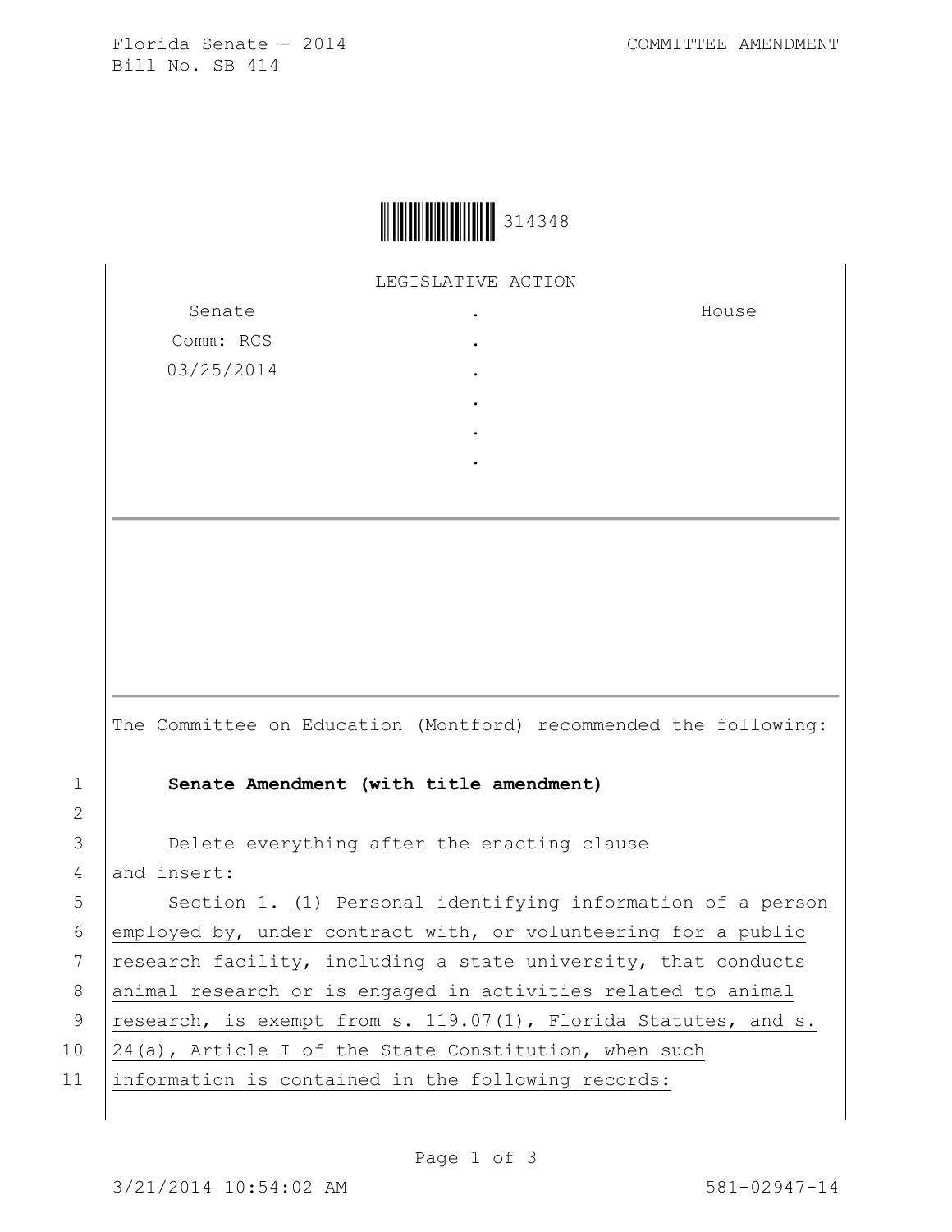Florida Senate - 2014
Bill No. SB 414

COMMITTEE AMENDMENT

314348

LEGISLATIVE ACTION

| Senate | . | House |
| --- | --- | --- |
| Comm: RCS | . | |
| 03/25/2014 | . | |
| | . | |
| | . | |
| | . | |

The Committee on Education (Montford) recommended the following:

1 **Senate Amendment (with title amendment)**

2

3 Delete everything after the enacting clause
4 and insert:
5 Section 1. (1) Personal identifying information of a person
6 employed by, under contract with, or volunteering for a public
7 research facility, including a state university, that conducts
8 animal research or is engaged in activities related to animal
9 research, is exempt from s. 119.07(1), Florida Statutes, and s.
10 24(a), Article I of the State Constitution, when such
11 information is contained in the following records:

3/21/2014 10:54:02 AM 581-02947-14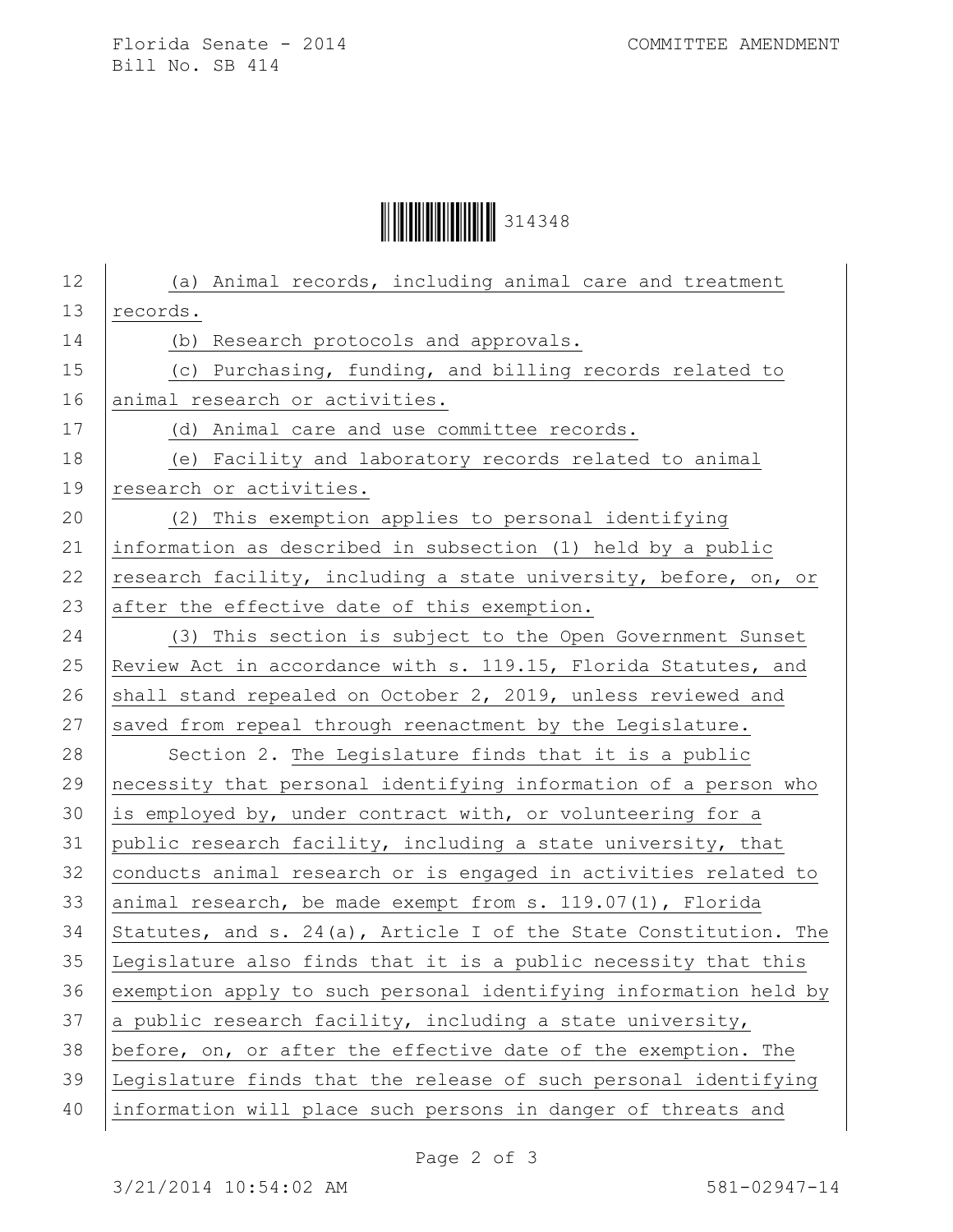(a) Animal records, including animal care and treatment records.

(b) Research protocols and approvals.

(c) Purchasing, funding, and billing records related to animal research or activities.

(d) Animal care and use committee records.

(e) Facility and laboratory records related to animal research or activities.

(2) This exemption applies to personal identifying information as described in subsection (1) held by a public research facility, including a state university, before, on, or after the effective date of this exemption.

(3) This section is subject to the Open Government Sunset Review Act in accordance with s. 119.15, Florida Statutes, and shall stand repealed on October 2, 2019, unless reviewed and saved from repeal through reenactment by the Legislature.

Section 2. The Legislature finds that it is a public necessity that personal identifying information of a person who is employed by, under contract with, or volunteering for a public research facility, including a state university, that conducts animal research or is engaged in activities related to animal research, be made exempt from s. 119.07(1), Florida Statutes, and s. 24(a), Article I of the State Constitution. The Legislature also finds that it is a public necessity that this exemption apply to such personal identifying information held by a public research facility, including a state university, before, on, or after the effective date of the exemption. The Legislature finds that the release of such personal identifying information will place such persons in danger of threats and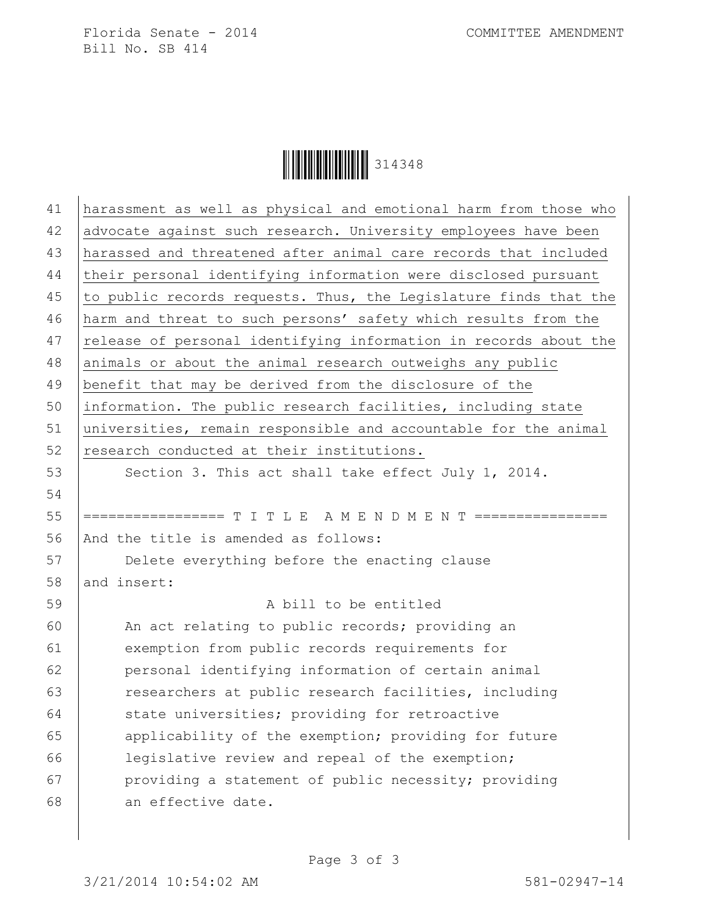harassment as well as physical and emotional harm from those who advocate against such research. University employees have been harassed and threatened after animal care records that included their personal identifying information were disclosed pursuant to public records requests. Thus, the Legislature finds that the harm and threat to such persons' safety which results from the release of personal identifying information in records about the animals or about the animal research outweighs any public benefit that may be derived from the disclosure of the information. The public research facilities, including state universities, remain responsible and accountable for the animal research conducted at their institutions.

Section 3. This act shall take effect July 1, 2014.

================= T I T L E  A M E N D M E N T ================

And the title is amended as follows:

Delete everything before the enacting clause and insert:

A bill to be entitled

An act relating to public records; providing an exemption from public records requirements for personal identifying information of certain animal researchers at public research facilities, including state universities; providing for retroactive applicability of the exemption; providing for future legislative review and repeal of the exemption; providing a statement of public necessity; providing an effective date.